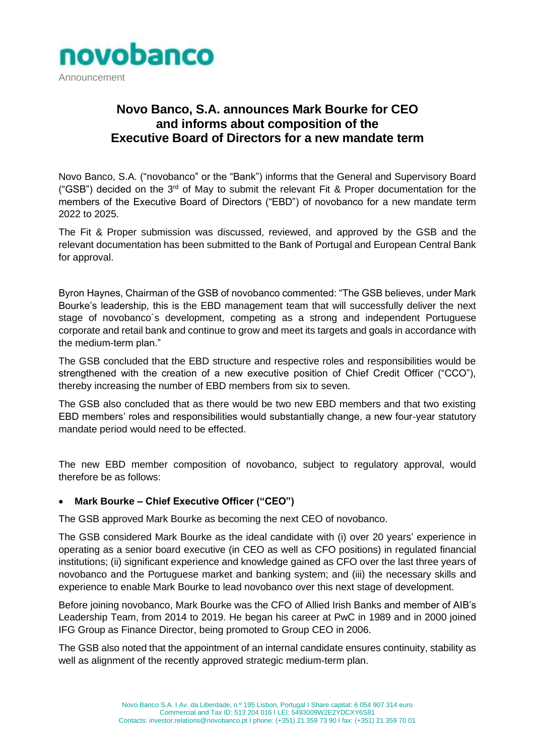novobanco

Announcement

# Novo Banco, S.A. announces Mark Bourke for CEO and informs about composition of the Executive Board of Directors for a new mandate term

Novo Banco, S.A. ("novobanco" or the "Bank") informs that the General and Supervisory Board ("GSB") decided on the 3rd of May to submit the relevant Fit & Proper documentation for the members of the Executive Board of Directors ("EBD") of novobanco for a new mandate term 2022 to 2025.

The Fit & Proper submission was discussed, reviewed, and approved by the GSB and the relevant documentation has been submitted to the Bank of Portugal and European Central Bank for approval.

Byron Haynes, Chairman of the GSB of novobanco commented: "The GSB believes, under Mark Bourke's leadership, this is the EBD management team that will successfully deliver the next stage of novobanco´s development, competing as a strong and independent Portuguese corporate and retail bank and continue to grow and meet its targets and goals in accordance with the medium-term plan."

The GSB concluded that the EBD structure and respective roles and responsibilities would be strengthened with the creation of a new executive position of Chief Credit Officer ("CCO"), thereby increasing the number of EBD members from six to seven.

The GSB also concluded that as there would be two new EBD members and that two existing EBD members' roles and responsibilities would substantially change, a new four-year statutory mandate period would need to be effected.

The new EBD member composition of novobanco, subject to regulatory approval, would therefore be as follows:

- **Mark Bourke – Chief Executive Officer ("CEO")**

The GSB approved Mark Bourke as becoming the next CEO of novobanco.

The GSB considered Mark Bourke as the ideal candidate with (i) over 20 years' experience in operating as a senior board executive (in CEO as well as CFO positions) in regulated financial institutions; (ii) significant experience and knowledge gained as CFO over the last three years of novobanco and the Portuguese market and banking system; and (iii) the necessary skills and experience to enable Mark Bourke to lead novobanco over this next stage of development.

Before joining novobanco, Mark Bourke was the CFO of Allied Irish Banks and member of AIB's Leadership Team, from 2014 to 2019. He began his career at PwC in 1989 and in 2000 joined IFG Group as Finance Director, being promoted to Group CEO in 2006.

The GSB also noted that the appointment of an internal candidate ensures continuity, stability as well as alignment of the recently approved strategic medium-term plan.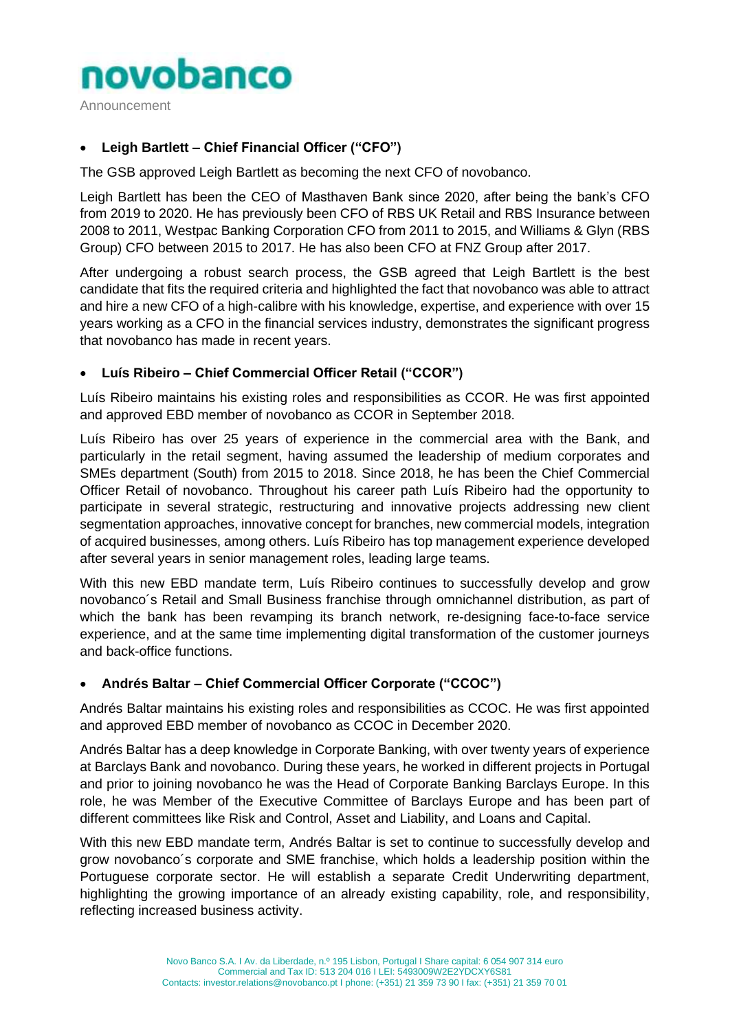- **Leigh Bartlett – Chief Financial Officer ("CFO")**

The GSB approved Leigh Bartlett as becoming the next CFO of novobanco.

Leigh Bartlett has been the CEO of Masthaven Bank since 2020, after being the bank's CFO from 2019 to 2020. He has previously been CFO of RBS UK Retail and RBS Insurance between 2008 to 2011, Westpac Banking Corporation CFO from 2011 to 2015, and Williams & Glyn (RBS Group) CFO between 2015 to 2017. He has also been CFO at FNZ Group after 2017.

After undergoing a robust search process, the GSB agreed that Leigh Bartlett is the best candidate that fits the required criteria and highlighted the fact that novobanco was able to attract and hire a new CFO of a high-calibre with his knowledge, expertise, and experience with over 15 years working as a CFO in the financial services industry, demonstrates the significant progress that novobanco has made in recent years.

- **Luís Ribeiro – Chief Commercial Officer Retail ("CCOR")**

Luís Ribeiro maintains his existing roles and responsibilities as CCOR. He was first appointed and approved EBD member of novobanco as CCOR in September 2018.

Luís Ribeiro has over 25 years of experience in the commercial area with the Bank, and particularly in the retail segment, having assumed the leadership of medium corporates and SMEs department (South) from 2015 to 2018. Since 2018, he has been the Chief Commercial Officer Retail of novobanco. Throughout his career path Luís Ribeiro had the opportunity to participate in several strategic, restructuring and innovative projects addressing new client segmentation approaches, innovative concept for branches, new commercial models, integration of acquired businesses, among others. Luís Ribeiro has top management experience developed after several years in senior management roles, leading large teams.

With this new EBD mandate term, Luís Ribeiro continues to successfully develop and grow novobanco´s Retail and Small Business franchise through omnichannel distribution, as part of which the bank has been revamping its branch network, re-designing face-to-face service experience, and at the same time implementing digital transformation of the customer journeys and back-office functions.

- **Andrés Baltar – Chief Commercial Officer Corporate ("CCOC")**

Andrés Baltar maintains his existing roles and responsibilities as CCOC. He was first appointed and approved EBD member of novobanco as CCOC in December 2020.

Andrés Baltar has a deep knowledge in Corporate Banking, with over twenty years of experience at Barclays Bank and novobanco. During these years, he worked in different projects in Portugal and prior to joining novobanco he was the Head of Corporate Banking Barclays Europe. In this role, he was Member of the Executive Committee of Barclays Europe and has been part of different committees like Risk and Control, Asset and Liability, and Loans and Capital.

With this new EBD mandate term, Andrés Baltar is set to continue to successfully develop and grow novobanco´s corporate and SME franchise, which holds a leadership position within the Portuguese corporate sector. He will establish a separate Credit Underwriting department, highlighting the growing importance of an already existing capability, role, and responsibility, reflecting increased business activity.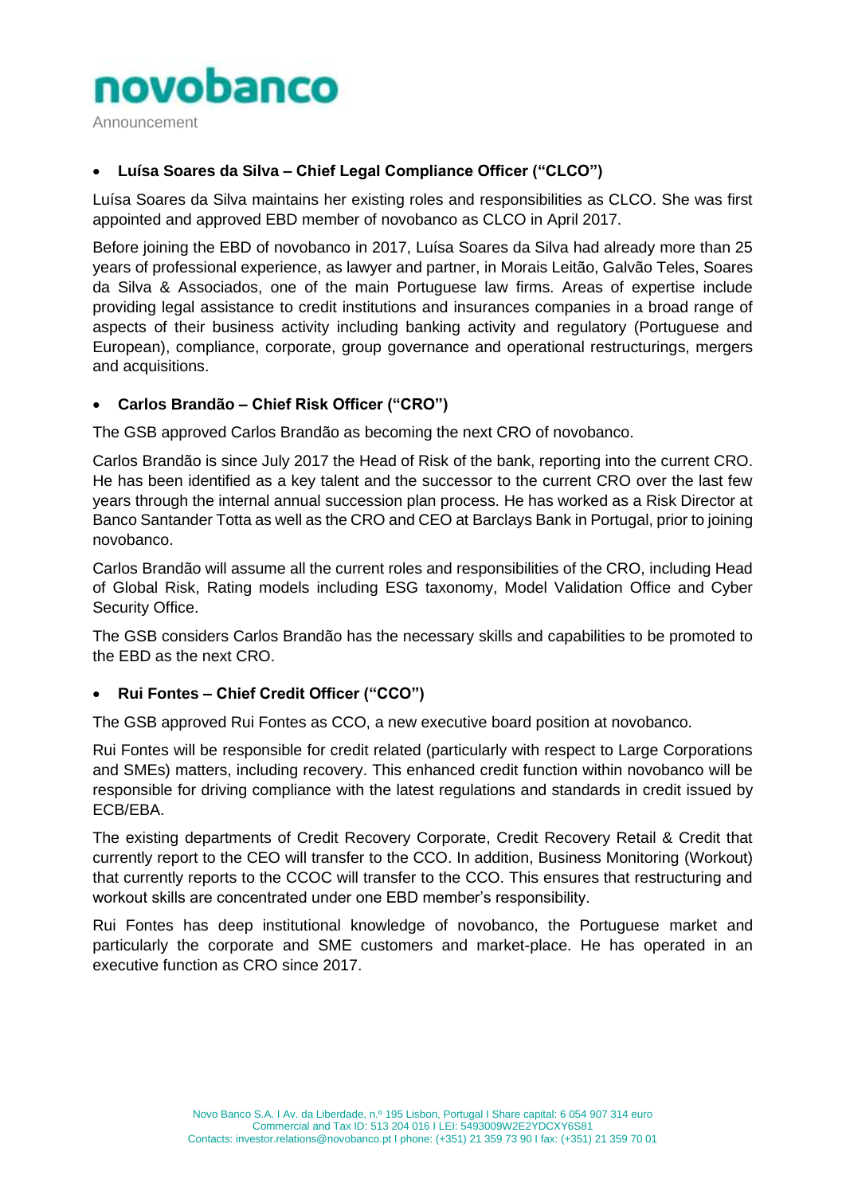- **Luísa Soares da Silva – Chief Legal Compliance Officer ("CLCO")**

Luísa Soares da Silva maintains her existing roles and responsibilities as CLCO. She was first appointed and approved EBD member of novobanco as CLCO in April 2017.

Before joining the EBD of novobanco in 2017, Luísa Soares da Silva had already more than 25 years of professional experience, as lawyer and partner, in Morais Leitão, Galvão Teles, Soares da Silva & Associados, one of the main Portuguese law firms. Areas of expertise include providing legal assistance to credit institutions and insurances companies in a broad range of aspects of their business activity including banking activity and regulatory (Portuguese and European), compliance, corporate, group governance and operational restructurings, mergers and acquisitions.

- **Carlos Brandão – Chief Risk Officer ("CRO")**

The GSB approved Carlos Brandão as becoming the next CRO of novobanco.

Carlos Brandão is since July 2017 the Head of Risk of the bank, reporting into the current CRO. He has been identified as a key talent and the successor to the current CRO over the last few years through the internal annual succession plan process. He has worked as a Risk Director at Banco Santander Totta as well as the CRO and CEO at Barclays Bank in Portugal, prior to joining novobanco.

Carlos Brandão will assume all the current roles and responsibilities of the CRO, including Head of Global Risk, Rating models including ESG taxonomy, Model Validation Office and Cyber Security Office.

The GSB considers Carlos Brandão has the necessary skills and capabilities to be promoted to the EBD as the next CRO.

- **Rui Fontes – Chief Credit Officer ("CCO")**

The GSB approved Rui Fontes as CCO, a new executive board position at novobanco.

Rui Fontes will be responsible for credit related (particularly with respect to Large Corporations and SMEs) matters, including recovery. This enhanced credit function within novobanco will be responsible for driving compliance with the latest regulations and standards in credit issued by ECB/EBA.

The existing departments of Credit Recovery Corporate, Credit Recovery Retail & Credit that currently report to the CEO will transfer to the CCO. In addition, Business Monitoring (Workout) that currently reports to the CCOC will transfer to the CCO. This ensures that restructuring and workout skills are concentrated under one EBD member's responsibility.

Rui Fontes has deep institutional knowledge of novobanco, the Portuguese market and particularly the corporate and SME customers and market-place. He has operated in an executive function as CRO since 2017.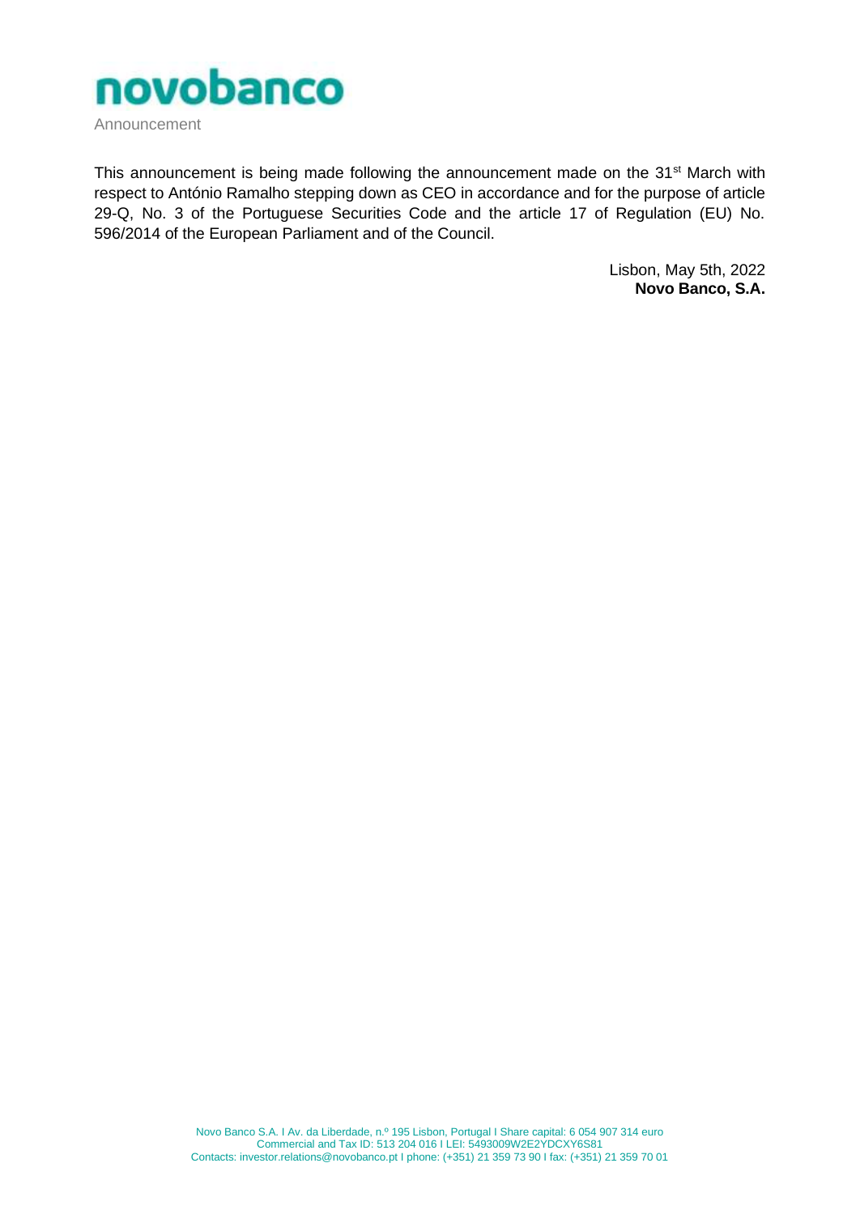novobanco

Announcement

This announcement is being made following the announcement made on the 31st March with respect to António Ramalho stepping down as CEO in accordance and for the purpose of article 29-Q, No. 3 of the Portuguese Securities Code and the article 17 of Regulation (EU) No. 596/2014 of the European Parliament and of the Council.

Lisbon, May 5th, 2022

**Novo Banco, S.A.**

Novo Banco S.A. I Av. da Liberdade, n.º 195 Lisbon, Portugal I Share capital: 6 054 907 314 euro
Commercial and Tax ID: 513 204 016 I LEI: 5493009W2E2YDCXY6S81
Contacts: investor.relations@novobanco.pt I phone: (+351) 21 359 73 90 I fax: (+351) 21 359 70 01